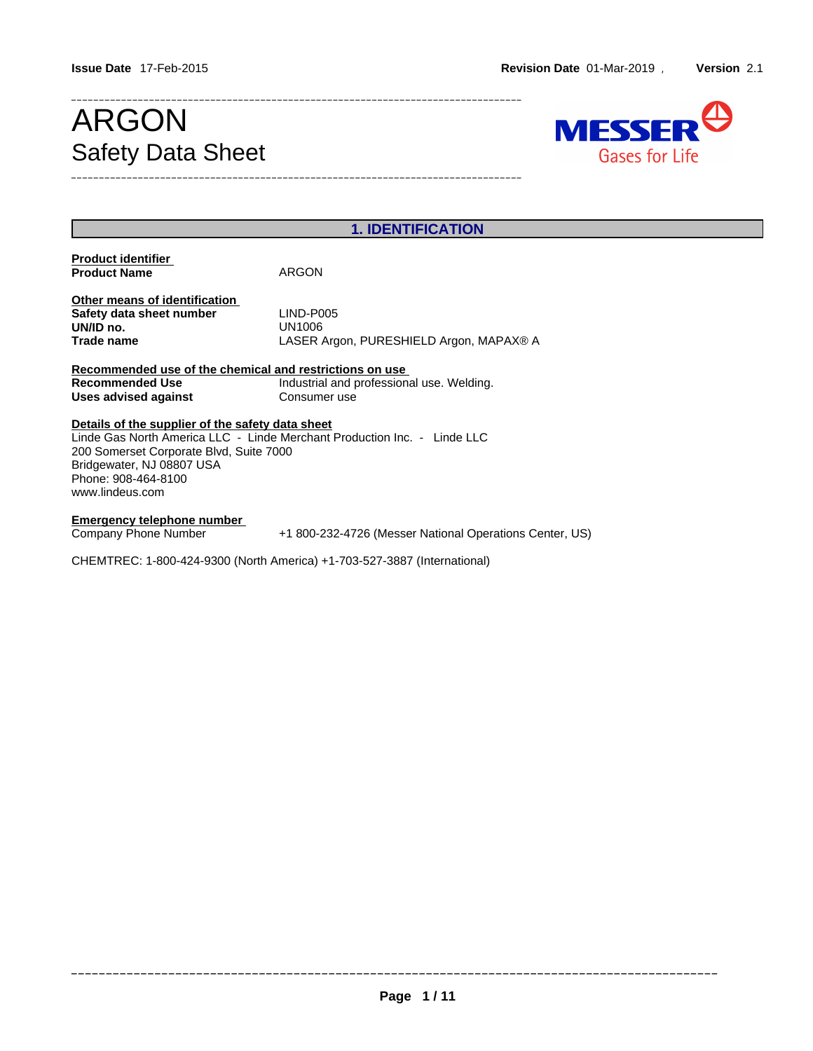**Issue Date** 17-Feb-2015 **Revision Date** 01-Mar-2019 , **Version** 2.1

# ARGON
## Safety Data Sheet

MESSER Gases for Life

## 1. IDENTIFICATION

**Product identifier**

| | |
|---|---|
| **Product Name** | ARGON |

**Other means of identification**

| | |
|---|---|
| **Safety data sheet number** | LIND-P005 |
| **UN/ID no.** | UN1006 |
| **Trade name** | LASER Argon, PURESHIELD Argon, MAPAX® A |

**Recommended use of the chemical and restrictions on use**

| | |
|---|---|
| **Recommended Use** | Industrial and professional use. Welding. |
| **Uses advised against** | Consumer use |

**Details of the supplier of the safety data sheet**

Linde Gas North America LLC - Linde Merchant Production Inc. - Linde LLC
200 Somerset Corporate Blvd, Suite 7000
Bridgewater, NJ 08807 USA
Phone: 908-464-8100
www.lindeus.com

**Emergency telephone number**

| | |
|---|---|
| Company Phone Number | +1 800-232-4726 (Messer National Operations Center, US) |

CHEMTREC: 1-800-424-9300 (North America) +1-703-527-3887 (International)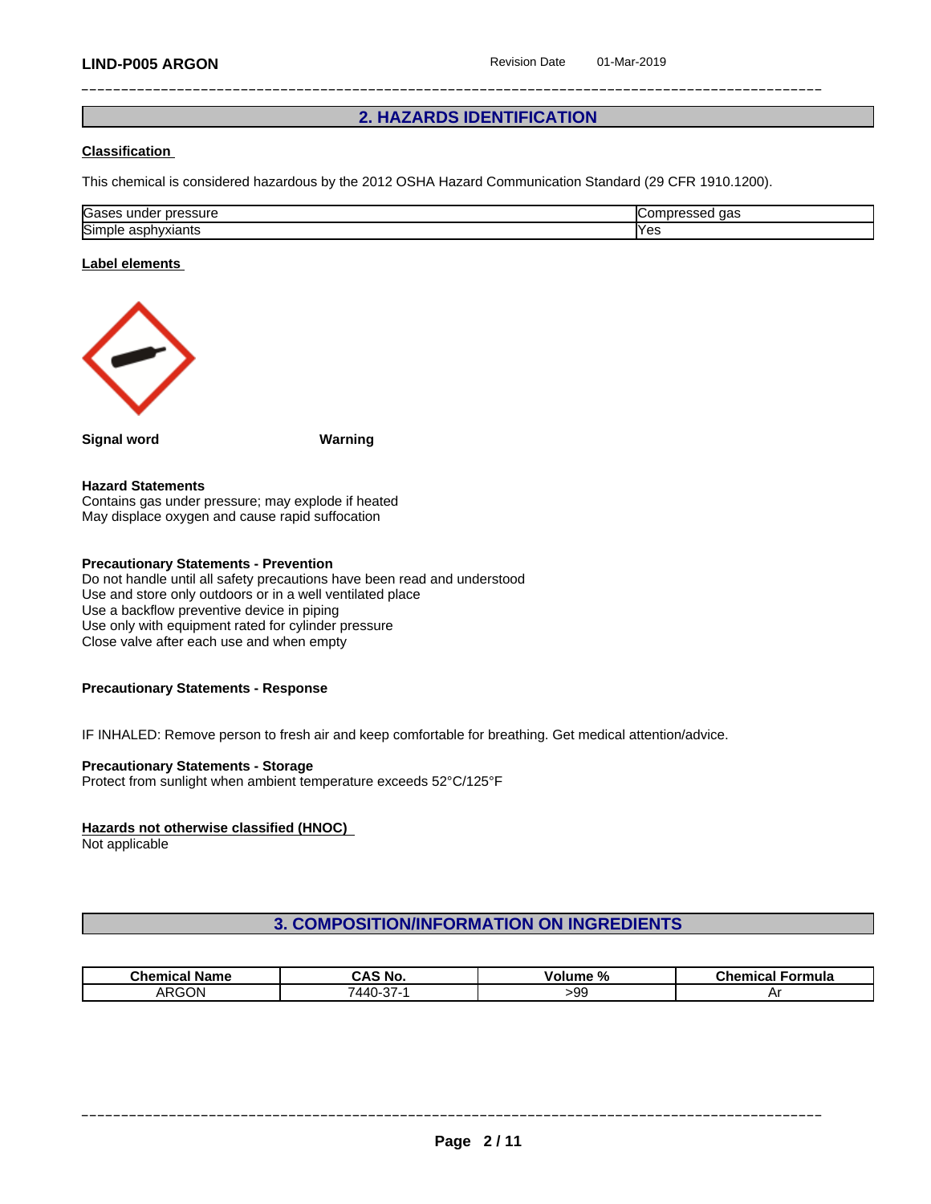## 2. HAZARDS IDENTIFICATION

**Classification**

This chemical is considered hazardous by the 2012 OSHA Hazard Communication Standard (29 CFR 1910.1200).

| | |
|---|---|
| Gases under pressure | Compressed gas |
| Simple asphyxiants | Yes |

**Label elements**

**Signal word** **Warning**

**Hazard Statements**
Contains gas under pressure; may explode if heated
May displace oxygen and cause rapid suffocation

**Precautionary Statements - Prevention**
Do not handle until all safety precautions have been read and understood
Use and store only outdoors or in a well ventilated place
Use a backflow preventive device in piping
Use only with equipment rated for cylinder pressure
Close valve after each use and when empty

**Precautionary Statements - Response**

IF INHALED: Remove person to fresh air and keep comfortable for breathing. Get medical attention/advice.

**Precautionary Statements - Storage**
Protect from sunlight when ambient temperature exceeds 52°C/125°F

**Hazards not otherwise classified (HNOC)**
Not applicable

## 3. COMPOSITION/INFORMATION ON INGREDIENTS

| Chemical Name | CAS No. | Volume % | Chemical Formula |
|---|---|---|---|
| ARGON | 7440-37-1 | >99 | Ar |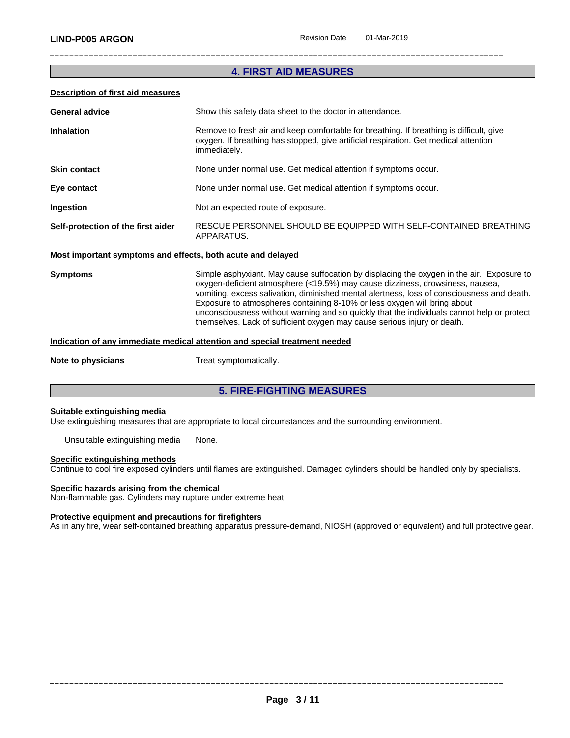## 4. FIRST AID MEASURES

### Description of first aid measures

| | |
|---|---|
| **General advice** | Show this safety data sheet to the doctor in attendance. |
| **Inhalation** | Remove to fresh air and keep comfortable for breathing. If breathing is difficult, give oxygen. If breathing has stopped, give artificial respiration. Get medical attention immediately. |
| **Skin contact** | None under normal use. Get medical attention if symptoms occur. |
| **Eye contact** | None under normal use. Get medical attention if symptoms occur. |
| **Ingestion** | Not an expected route of exposure. |
| **Self-protection of the first aider** | RESCUE PERSONNEL SHOULD BE EQUIPPED WITH SELF-CONTAINED BREATHING APPARATUS. |

### Most important symptoms and effects, both acute and delayed

| | |
|---|---|
| **Symptoms** | Simple asphyxiant. May cause suffocation by displacing the oxygen in the air. Exposure to oxygen-deficient atmosphere (<19.5%) may cause dizziness, drowsiness, nausea, vomiting, excess salivation, diminished mental alertness, loss of consciousness and death. Exposure to atmospheres containing 8-10% or less oxygen will bring about unconsciousness without warning and so quickly that the individuals cannot help or protect themselves. Lack of sufficient oxygen may cause serious injury or death. |

### Indication of any immediate medical attention and special treatment needed

| | |
|---|---|
| **Note to physicians** | Treat symptomatically. |

## 5. FIRE-FIGHTING MEASURES

### Suitable extinguishing media

Use extinguishing measures that are appropriate to local circumstances and the surrounding environment.

Unsuitable extinguishing media None.

### Specific extinguishing methods

Continue to cool fire exposed cylinders until flames are extinguished. Damaged cylinders should be handled only by specialists.

### Specific hazards arising from the chemical

Non-flammable gas. Cylinders may rupture under extreme heat.

### Protective equipment and precautions for firefighters

As in any fire, wear self-contained breathing apparatus pressure-demand, NIOSH (approved or equivalent) and full protective gear.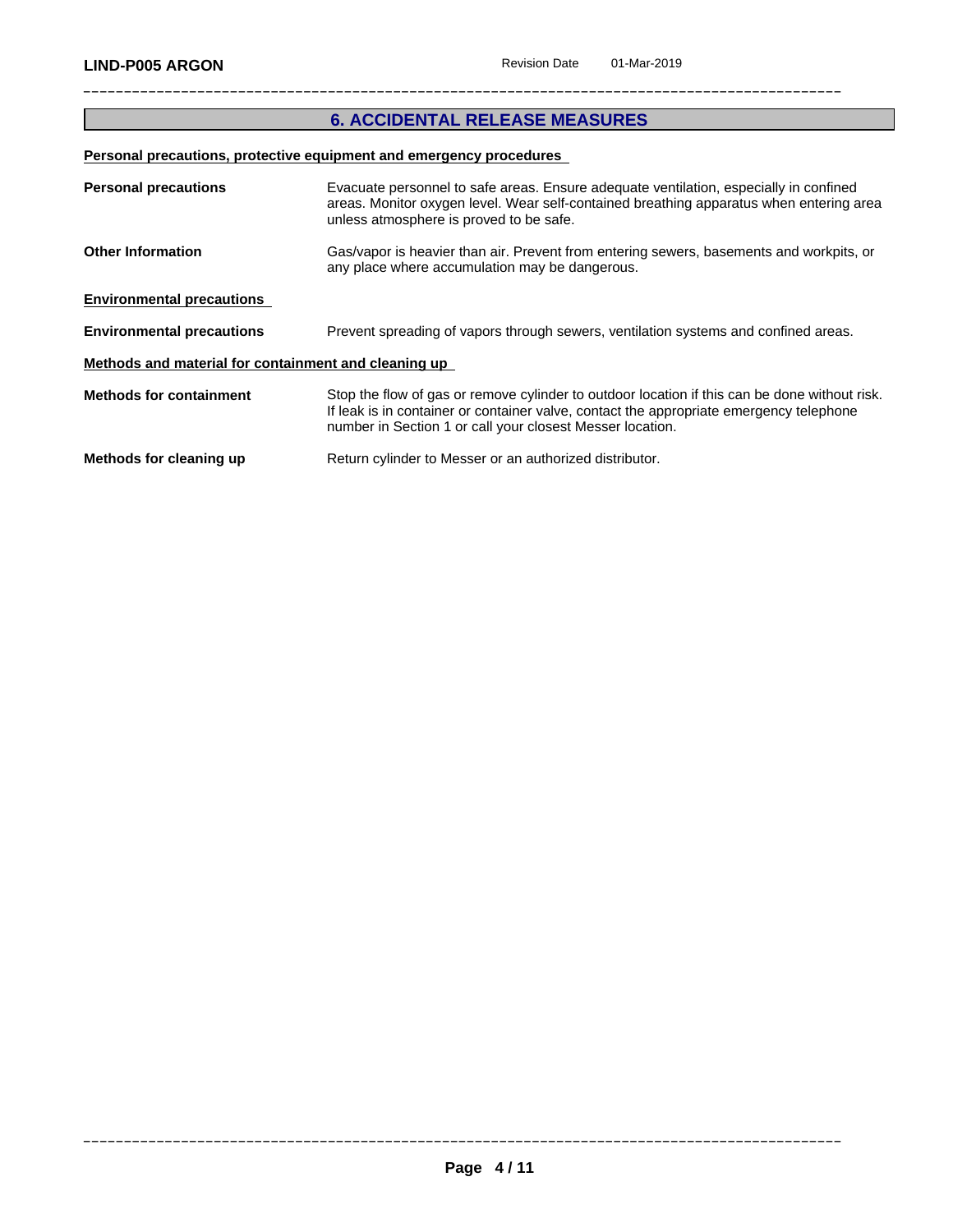## 6. ACCIDENTAL RELEASE MEASURES

**Personal precautions, protective equipment and emergency procedures**

**Personal precautions** Evacuate personnel to safe areas. Ensure adequate ventilation, especially in confined areas. Monitor oxygen level. Wear self-contained breathing apparatus when entering area unless atmosphere is proved to be safe.

**Other Information** Gas/vapor is heavier than air. Prevent from entering sewers, basements and workpits, or any place where accumulation may be dangerous.

**Environmental precautions**

**Environmental precautions** Prevent spreading of vapors through sewers, ventilation systems and confined areas.

**Methods and material for containment and cleaning up**

**Methods for containment** Stop the flow of gas or remove cylinder to outdoor location if this can be done without risk. If leak is in container or container valve, contact the appropriate emergency telephone number in Section 1 or call your closest Messer location.

**Methods for cleaning up** Return cylinder to Messer or an authorized distributor.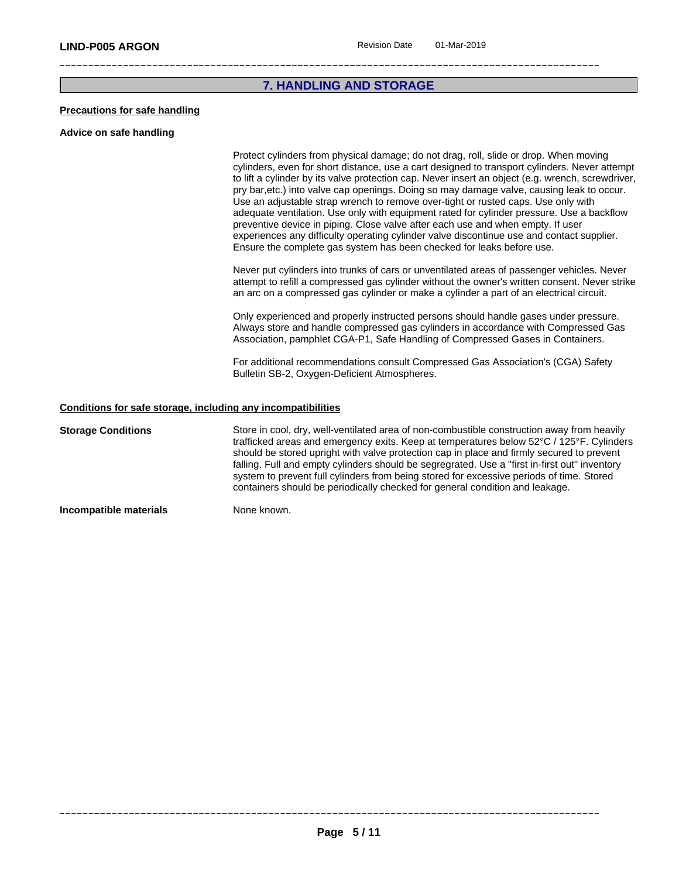## 7. HANDLING AND STORAGE

### Precautions for safe handling

**Advice on safe handling**

Protect cylinders from physical damage; do not drag, roll, slide or drop. When moving cylinders, even for short distance, use a cart designed to transport cylinders. Never attempt to lift a cylinder by its valve protection cap. Never insert an object (e.g. wrench, screwdriver, pry bar,etc.) into valve cap openings. Doing so may damage valve, causing leak to occur. Use an adjustable strap wrench to remove over-tight or rusted caps. Use only with adequate ventilation. Use only with equipment rated for cylinder pressure. Use a backflow preventive device in piping. Close valve after each use and when empty. If user experiences any difficulty operating cylinder valve discontinue use and contact supplier. Ensure the complete gas system has been checked for leaks before use.

Never put cylinders into trunks of cars or unventilated areas of passenger vehicles. Never attempt to refill a compressed gas cylinder without the owner's written consent. Never strike an arc on a compressed gas cylinder or make a cylinder a part of an electrical circuit.

Only experienced and properly instructed persons should handle gases under pressure. Always store and handle compressed gas cylinders in accordance with Compressed Gas Association, pamphlet CGA-P1, Safe Handling of Compressed Gases in Containers.

For additional recommendations consult Compressed Gas Association's (CGA) Safety Bulletin SB-2, Oxygen-Deficient Atmospheres.

### Conditions for safe storage, including any incompatibilities

**Storage Conditions**

Store in cool, dry, well-ventilated area of non-combustible construction away from heavily trafficked areas and emergency exits. Keep at temperatures below 52°C / 125°F. Cylinders should be stored upright with valve protection cap in place and firmly secured to prevent falling. Full and empty cylinders should be segregrated. Use a "first in-first out" inventory system to prevent full cylinders from being stored for excessive periods of time. Stored containers should be periodically checked for general condition and leakage.

**Incompatible materials**

None known.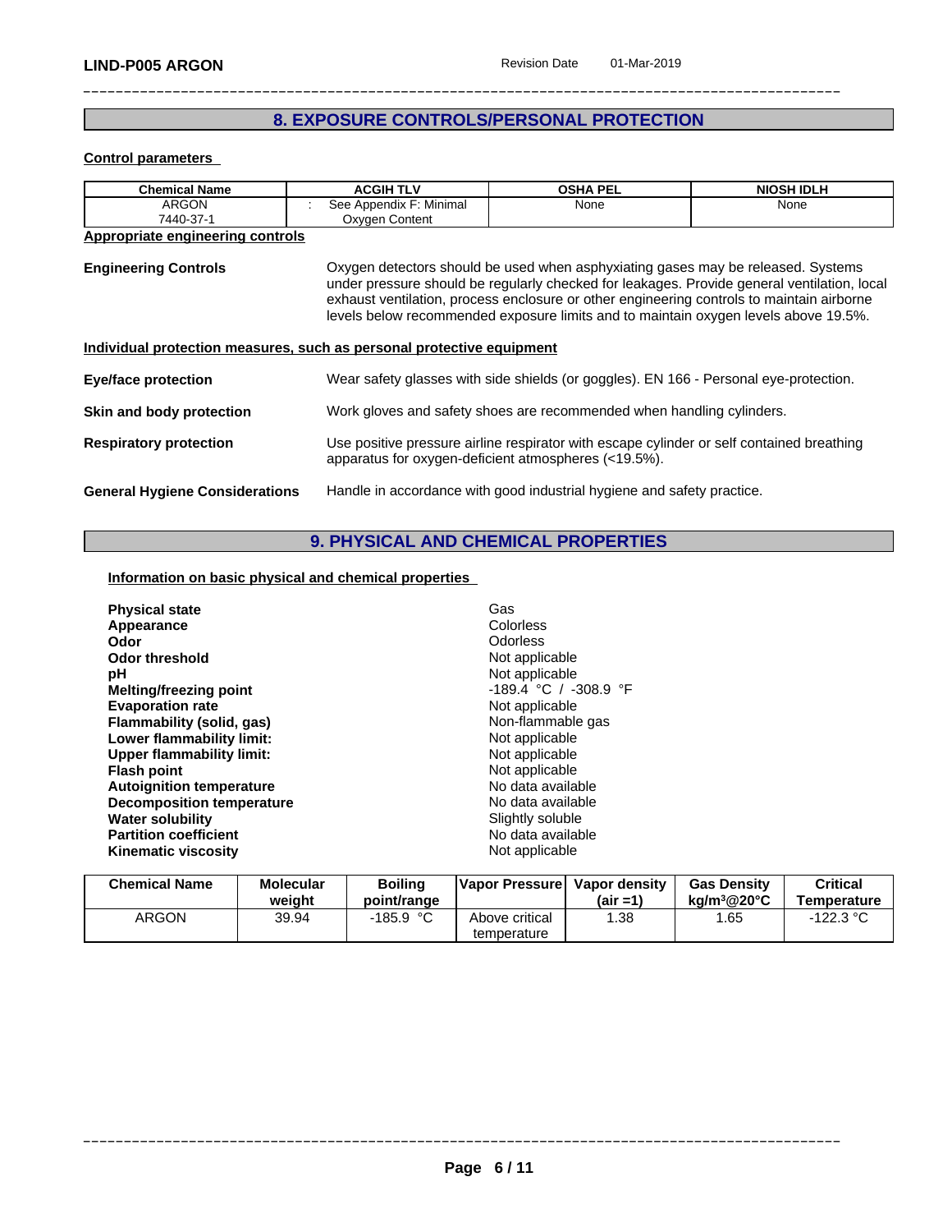## 8. EXPOSURE CONTROLS/PERSONAL PROTECTION

**Control parameters**

| Chemical Name | ACGIH TLV | OSHA PEL | NIOSH IDLH |
|---|---|---|---|
| ARGON 7440-37-1 | : See Appendix F: Minimal Oxygen Content | None | None |

**Appropriate engineering controls**

**Engineering Controls** Oxygen detectors should be used when asphyxiating gases may be released. Systems under pressure should be regularly checked for leakages. Provide general ventilation, local exhaust ventilation, process enclosure or other engineering controls to maintain airborne levels below recommended exposure limits and to maintain oxygen levels above 19.5%.

**Individual protection measures, such as personal protective equipment**

**Eye/face protection** Wear safety glasses with side shields (or goggles). EN 166 - Personal eye-protection.

**Skin and body protection** Work gloves and safety shoes are recommended when handling cylinders.

**Respiratory protection** Use positive pressure airline respirator with escape cylinder or self contained breathing apparatus for oxygen-deficient atmospheres (<19.5%).

**General Hygiene Considerations** Handle in accordance with good industrial hygiene and safety practice.

## 9. PHYSICAL AND CHEMICAL PROPERTIES

**Information on basic physical and chemical properties**

| | |
|---|---|
| **Physical state** | Gas |
| **Appearance** | Colorless |
| **Odor** | Odorless |
| **Odor threshold** | Not applicable |
| **pH** | Not applicable |
| **Melting/freezing point** | -189.4 °C / -308.9 °F |
| **Evaporation rate** | Not applicable |
| **Flammability (solid, gas)** | Non-flammable gas |
| **Lower flammability limit:** | Not applicable |
| **Upper flammability limit:** | Not applicable |
| **Flash point** | Not applicable |
| **Autoignition temperature** | No data available |
| **Decomposition temperature** | No data available |
| **Water solubility** | Slightly soluble |
| **Partition coefficient** | No data available |
| **Kinematic viscosity** | Not applicable |

| Chemical Name | Molecular weight | Boiling point/range | Vapor Pressure | Vapor density (air =1) | Gas Density kg/m³@20°C | Critical Temperature |
|---|---|---|---|---|---|---|
| ARGON | 39.94 | -185.9 °C | Above critical temperature | 1.38 | 1.65 | -122.3 °C |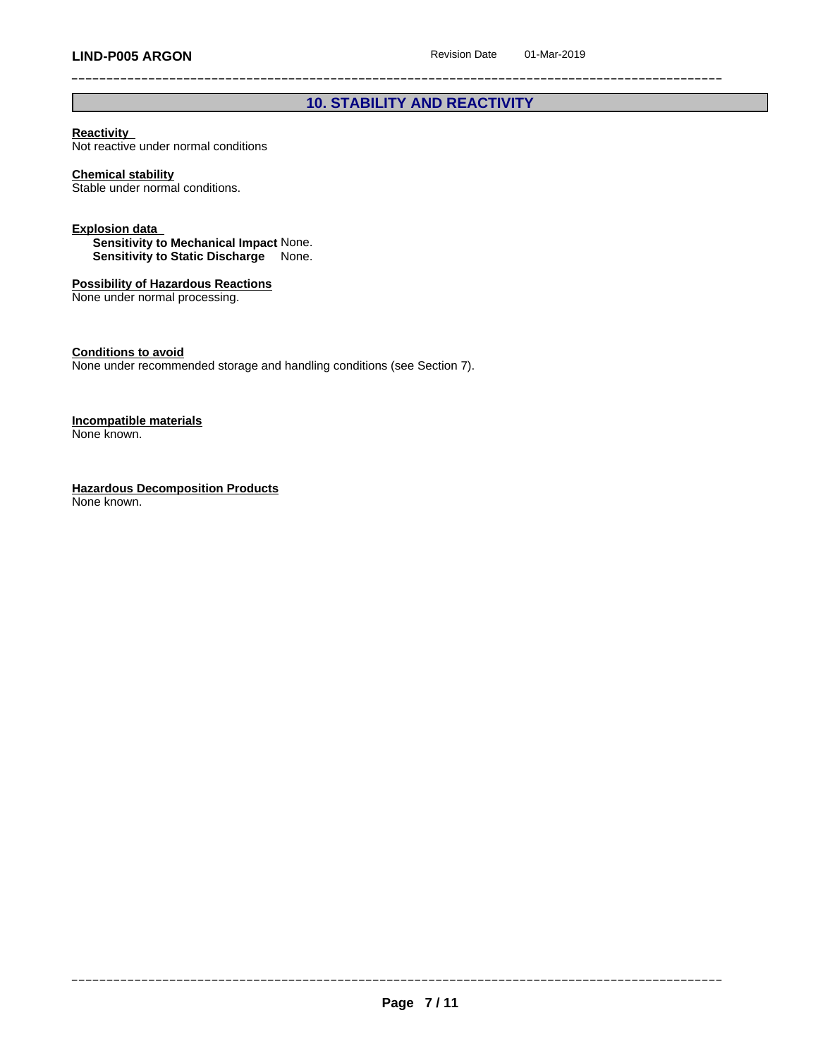## 10. STABILITY AND REACTIVITY

**Reactivity**
Not reactive under normal conditions

**Chemical stability**
Stable under normal conditions.

**Explosion data**
**Sensitivity to Mechanical Impact** None.
**Sensitivity to Static Discharge** None.

**Possibility of Hazardous Reactions**
None under normal processing.

**Conditions to avoid**
None under recommended storage and handling conditions (see Section 7).

**Incompatible materials**
None known.

**Hazardous Decomposition Products**
None known.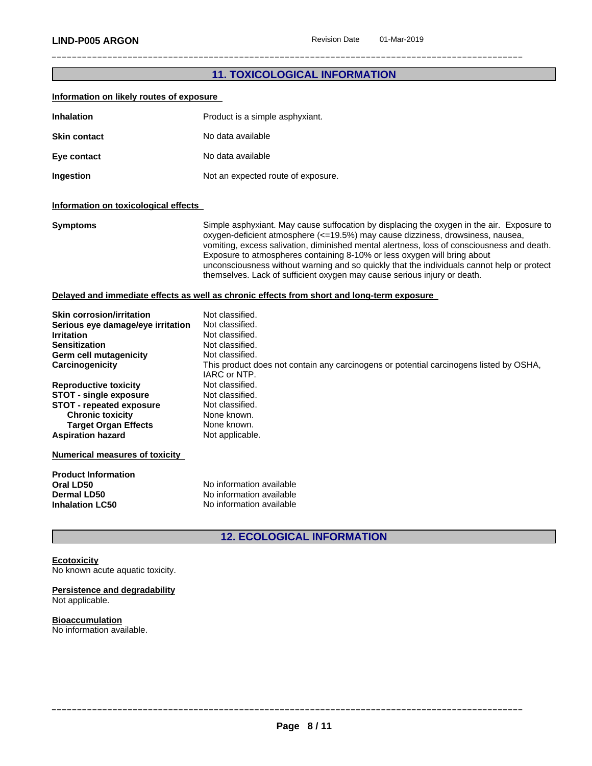## 11. TOXICOLOGICAL INFORMATION

**Information on likely routes of exposure**

| | |
|---|---|
| **Inhalation** | Product is a simple asphyxiant. |
| **Skin contact** | No data available |
| **Eye contact** | No data available |
| **Ingestion** | Not an expected route of exposure. |

**Information on toxicological effects**

| | |
|---|---|
| **Symptoms** | Simple asphyxiant. May cause suffocation by displacing the oxygen in the air. Exposure to oxygen-deficient atmosphere (<=19.5%) may cause dizziness, drowsiness, nausea, vomiting, excess salivation, diminished mental alertness, loss of consciousness and death. Exposure to atmospheres containing 8-10% or less oxygen will bring about unconsciousness without warning and so quickly that the individuals cannot help or protect themselves. Lack of sufficient oxygen may cause serious injury or death. |

**Delayed and immediate effects as well as chronic effects from short and long-term exposure**

| | |
|---|---|
| **Skin corrosion/irritation** | Not classified. |
| **Serious eye damage/eye irritation** | Not classified. |
| **Irritation** | Not classified. |
| **Sensitization** | Not classified. |
| **Germ cell mutagenicity** | Not classified. |
| **Carcinogenicity** | This product does not contain any carcinogens or potential carcinogens listed by OSHA, IARC or NTP. |
| **Reproductive toxicity** | Not classified. |
| **STOT - single exposure** | Not classified. |
| **STOT - repeated exposure** | Not classified. |
| **Chronic toxicity** | None known. |
| **Target Organ Effects** | None known. |
| **Aspiration hazard** | Not applicable. |

**Numerical measures of toxicity**

**Product Information**

| | |
|---|---|
| **Oral LD50** | No information available |
| **Dermal LD50** | No information available |
| **Inhalation LC50** | No information available |

## 12. ECOLOGICAL INFORMATION

**Ecotoxicity**
No known acute aquatic toxicity.

**Persistence and degradability**
Not applicable.

**Bioaccumulation**
No information available.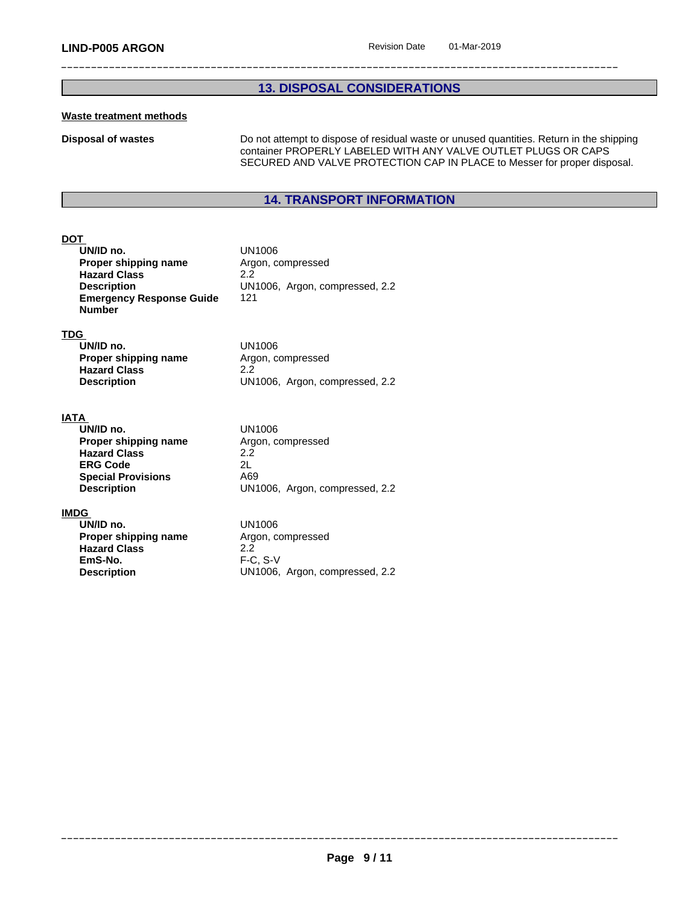## 13. DISPOSAL CONSIDERATIONS

### Waste treatment methods

**Disposal of wastes**

Do not attempt to dispose of residual waste or unused quantities. Return in the shipping container PROPERLY LABELED WITH ANY VALVE OUTLET PLUGS OR CAPS SECURED AND VALVE PROTECTION CAP IN PLACE to Messer for proper disposal.

## 14. TRANSPORT INFORMATION

### DOT

| | |
|---|---|
| **UN/ID no.** | UN1006 |
| **Proper shipping name** | Argon, compressed |
| **Hazard Class** | 2.2 |
| **Description** | UN1006, Argon, compressed, 2.2 |
| **Emergency Response Guide Number** | 121 |

### TDG

| | |
|---|---|
| **UN/ID no.** | UN1006 |
| **Proper shipping name** | Argon, compressed |
| **Hazard Class** | 2.2 |
| **Description** | UN1006, Argon, compressed, 2.2 |

### IATA

| | |
|---|---|
| **UN/ID no.** | UN1006 |
| **Proper shipping name** | Argon, compressed |
| **Hazard Class** | 2.2 |
| **ERG Code** | 2L |
| **Special Provisions** | A69 |
| **Description** | UN1006, Argon, compressed, 2.2 |

### IMDG

| | |
|---|---|
| **UN/ID no.** | UN1006 |
| **Proper shipping name** | Argon, compressed |
| **Hazard Class** | 2.2 |
| **EmS-No.** | F-C, S-V |
| **Description** | UN1006, Argon, compressed, 2.2 |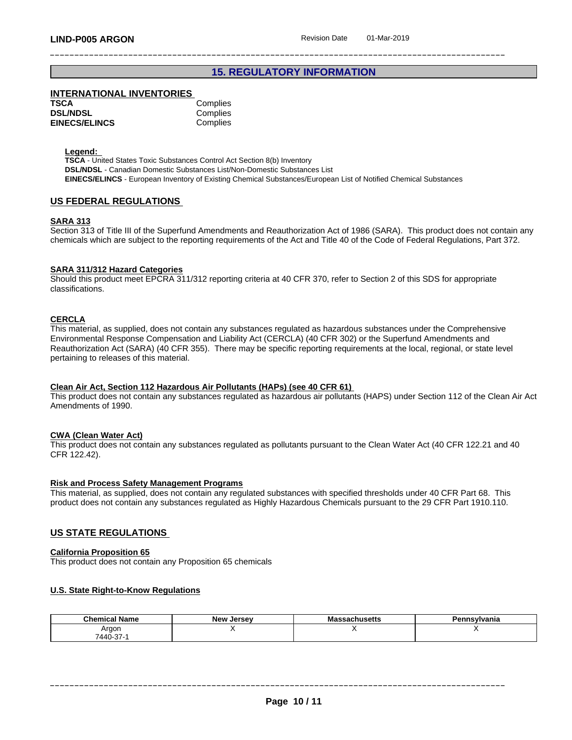## 15. REGULATORY INFORMATION

### INTERNATIONAL INVENTORIES

| | |
|---|---|
| **TSCA** | Complies |
| **DSL/NDSL** | Complies |
| **EINECS/ELINCS** | Complies |

**Legend:**
**TSCA** - United States Toxic Substances Control Act Section 8(b) Inventory
**DSL/NDSL** - Canadian Domestic Substances List/Non-Domestic Substances List
**EINECS/ELINCS** - European Inventory of Existing Chemical Substances/European List of Notified Chemical Substances

### US FEDERAL REGULATIONS

**SARA 313**
Section 313 of Title III of the Superfund Amendments and Reauthorization Act of 1986 (SARA). This product does not contain any chemicals which are subject to the reporting requirements of the Act and Title 40 of the Code of Federal Regulations, Part 372.

**SARA 311/312 Hazard Categories**
Should this product meet EPCRA 311/312 reporting criteria at 40 CFR 370, refer to Section 2 of this SDS for appropriate classifications.

**CERCLA**
This material, as supplied, does not contain any substances regulated as hazardous substances under the Comprehensive Environmental Response Compensation and Liability Act (CERCLA) (40 CFR 302) or the Superfund Amendments and Reauthorization Act (SARA) (40 CFR 355). There may be specific reporting requirements at the local, regional, or state level pertaining to releases of this material.

**Clean Air Act, Section 112 Hazardous Air Pollutants (HAPs) (see 40 CFR 61)**
This product does not contain any substances regulated as hazardous air pollutants (HAPS) under Section 112 of the Clean Air Act Amendments of 1990.

**CWA (Clean Water Act)**
This product does not contain any substances regulated as pollutants pursuant to the Clean Water Act (40 CFR 122.21 and 40 CFR 122.42).

**Risk and Process Safety Management Programs**
This material, as supplied, does not contain any regulated substances with specified thresholds under 40 CFR Part 68. This product does not contain any substances regulated as Highly Hazardous Chemicals pursuant to the 29 CFR Part 1910.110.

### US STATE REGULATIONS

**California Proposition 65**
This product does not contain any Proposition 65 chemicals

**U.S. State Right-to-Know Regulations**

| Chemical Name | New Jersey | Massachusetts | Pennsylvania |
|---|---|---|---|
| Argon 7440-37-1 | X | X | X |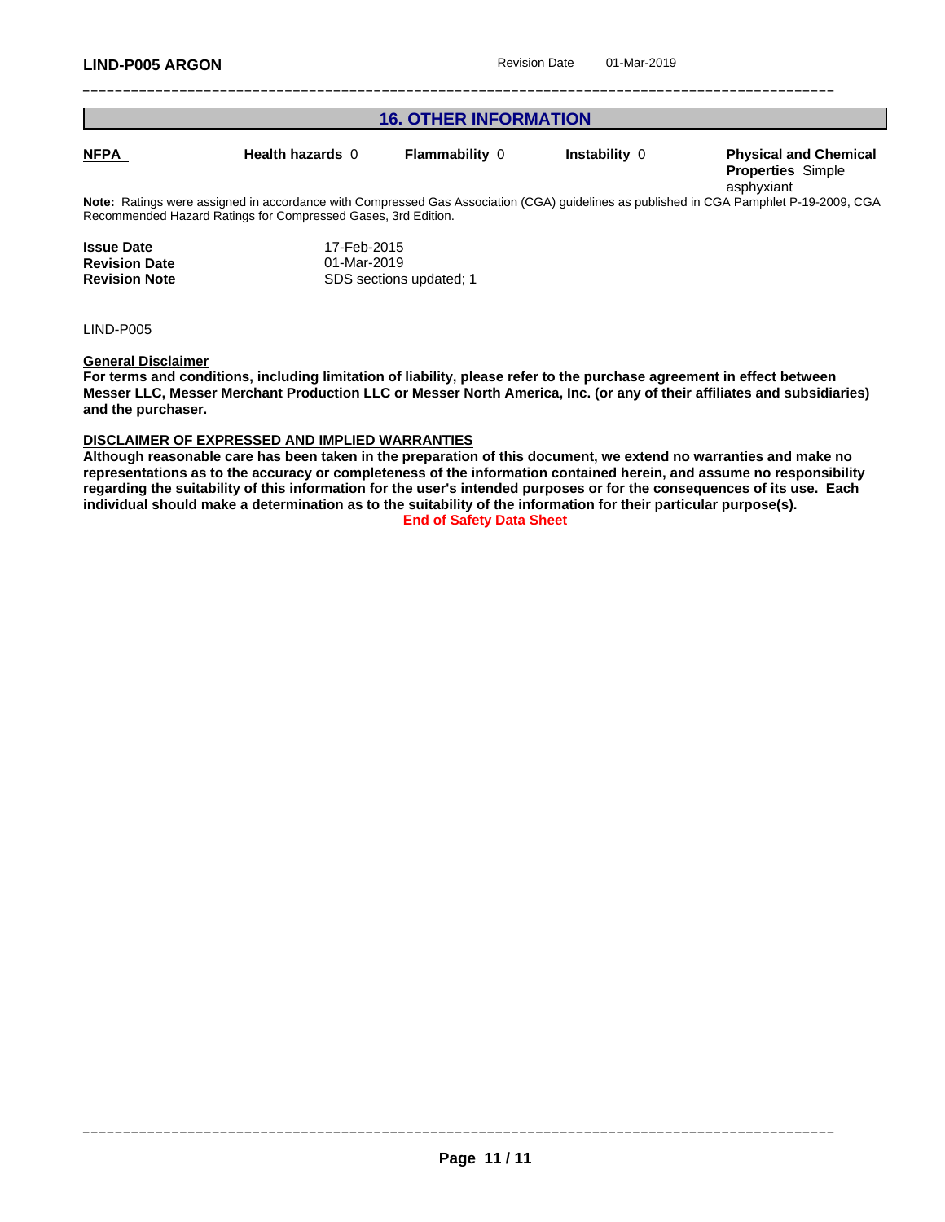## 16. OTHER INFORMATION

| | | | | |
|---|---|---|---|---|
| **NFPA** | **Health hazards** 0 | **Flammability** 0 | **Instability** 0 | **Physical and Chemical Properties** Simple asphyxiant |

**Note:** Ratings were assigned in accordance with Compressed Gas Association (CGA) guidelines as published in CGA Pamphlet P-19-2009, CGA Recommended Hazard Ratings for Compressed Gases, 3rd Edition.

| | |
|---|---|
| **Issue Date** | 17-Feb-2015 |
| **Revision Date** | 01-Mar-2019 |
| **Revision Note** | SDS sections updated; 1 |

LIND-P005

**General Disclaimer**

**For terms and conditions, including limitation of liability, please refer to the purchase agreement in effect between Messer LLC, Messer Merchant Production LLC or Messer North America, Inc. (or any of their affiliates and subsidiaries) and the purchaser.**

**DISCLAIMER OF EXPRESSED AND IMPLIED WARRANTIES**

**Although reasonable care has been taken in the preparation of this document, we extend no warranties and make no representations as to the accuracy or completeness of the information contained herein, and assume no responsibility regarding the suitability of this information for the user's intended purposes or for the consequences of its use. Each individual should make a determination as to the suitability of the information for their particular purpose(s).**

**End of Safety Data Sheet**